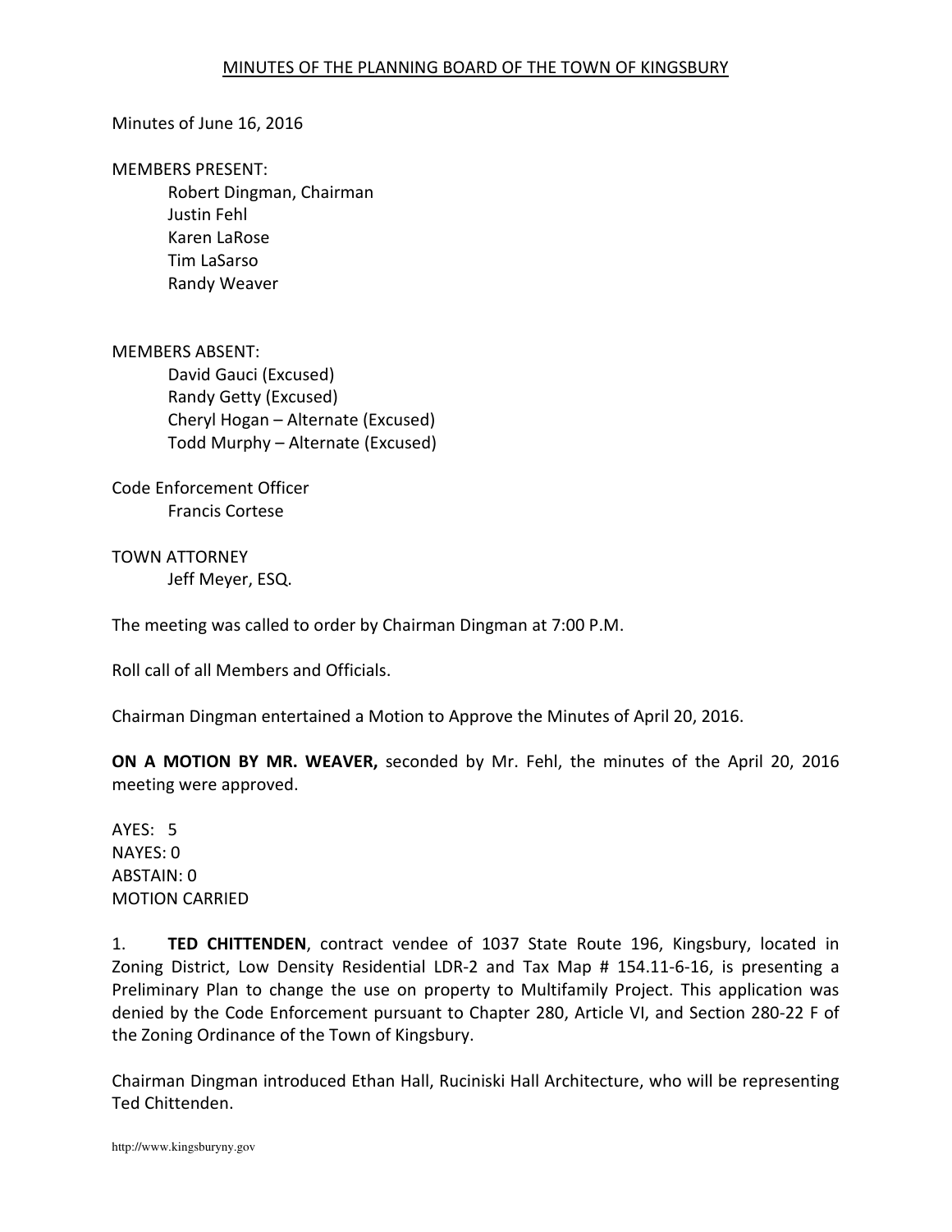MINUTES OF THE PLANNING BOARD OF THE TOWN OF KINGSBURY

Minutes of June 16, 2016

MEMBERS PRESENT:
- Robert Dingman, Chairman
- Justin Fehl
- Karen LaRose
- Tim LaSarso
- Randy Weaver

MEMBERS ABSENT:
- David Gauci (Excused)
- Randy Getty (Excused)
- Cheryl Hogan – Alternate (Excused)
- Todd Murphy – Alternate (Excused)

Code Enforcement Officer
- Francis Cortese

TOWN ATTORNEY
- Jeff Meyer, ESQ.

The meeting was called to order by Chairman Dingman at 7:00 P.M.

Roll call of all Members and Officials.

Chairman Dingman entertained a Motion to Approve the Minutes of April 20, 2016.

**ON A MOTION BY MR. WEAVER,** seconded by Mr. Fehl, the minutes of the April 20, 2016 meeting were approved.

AYES: 5
NAYES: 0
ABSTAIN: 0
MOTION CARRIED

1. **TED CHITTENDEN**, contract vendee of 1037 State Route 196, Kingsbury, located in Zoning District, Low Density Residential LDR-2 and Tax Map # 154.11-6-16, is presenting a Preliminary Plan to change the use on property to Multifamily Project. This application was denied by the Code Enforcement pursuant to Chapter 280, Article VI, and Section 280-22 F of the Zoning Ordinance of the Town of Kingsbury.

Chairman Dingman introduced Ethan Hall, Ruciniski Hall Architecture, who will be representing Ted Chittenden.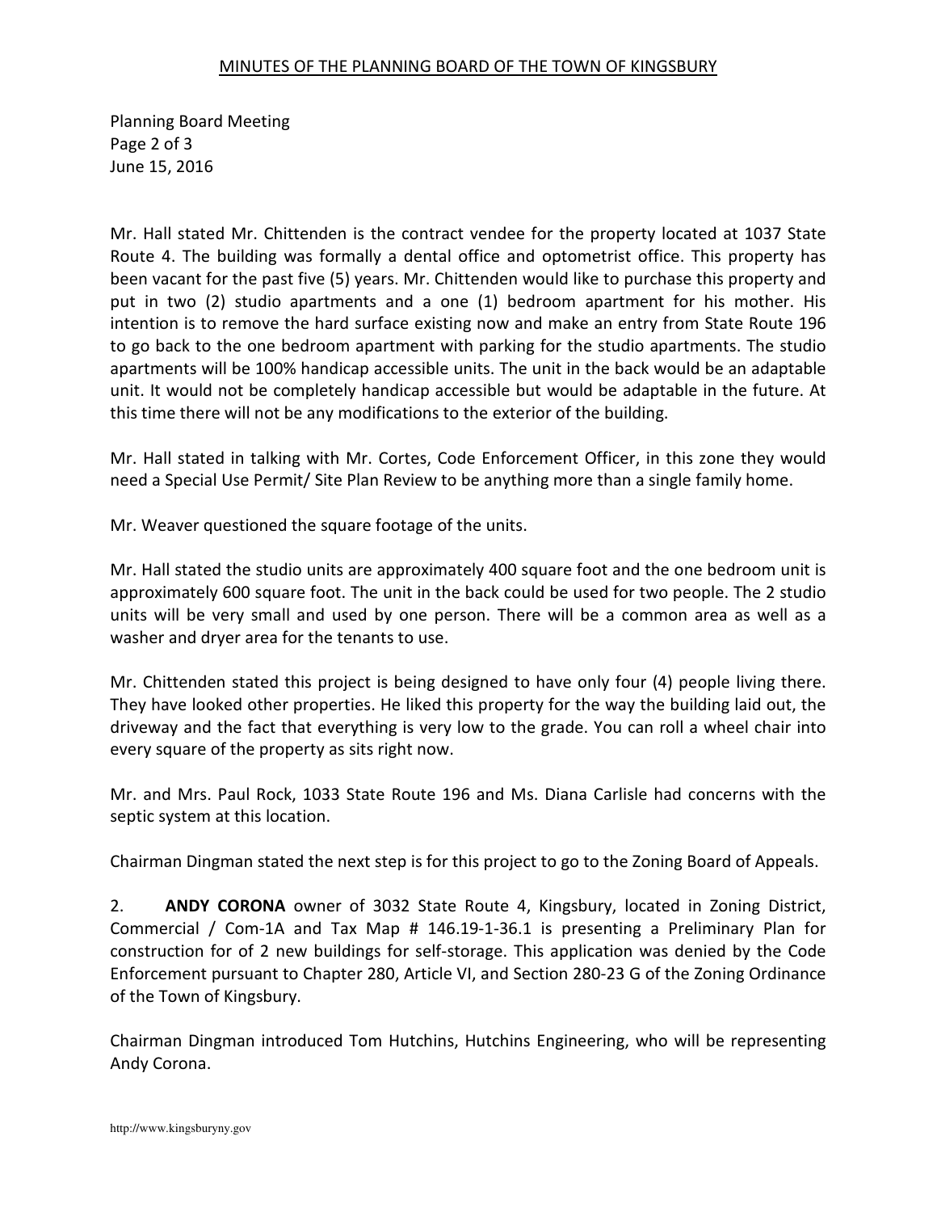Mr. Hall stated Mr. Chittenden is the contract vendee for the property located at 1037 State Route 4. The building was formally a dental office and optometrist office. This property has been vacant for the past five (5) years. Mr. Chittenden would like to purchase this property and put in two (2) studio apartments and a one (1) bedroom apartment for his mother. His intention is to remove the hard surface existing now and make an entry from State Route 196 to go back to the one bedroom apartment with parking for the studio apartments. The studio apartments will be 100% handicap accessible units. The unit in the back would be an adaptable unit. It would not be completely handicap accessible but would be adaptable in the future. At this time there will not be any modifications to the exterior of the building.

Mr. Hall stated in talking with Mr. Cortes, Code Enforcement Officer, in this zone they would need a Special Use Permit/ Site Plan Review to be anything more than a single family home.

Mr. Weaver questioned the square footage of the units.

Mr. Hall stated the studio units are approximately 400 square foot and the one bedroom unit is approximately 600 square foot. The unit in the back could be used for two people. The 2 studio units will be very small and used by one person. There will be a common area as well as a washer and dryer area for the tenants to use.

Mr. Chittenden stated this project is being designed to have only four (4) people living there. They have looked other properties. He liked this property for the way the building laid out, the driveway and the fact that everything is very low to the grade. You can roll a wheel chair into every square of the property as sits right now.

Mr. and Mrs. Paul Rock, 1033 State Route 196 and Ms. Diana Carlisle had concerns with the septic system at this location.

Chairman Dingman stated the next step is for this project to go to the Zoning Board of Appeals.

2. **ANDY CORONA** owner of 3032 State Route 4, Kingsbury, located in Zoning District, Commercial / Com-1A and Tax Map # 146.19-1-36.1 is presenting a Preliminary Plan for construction for of 2 new buildings for self-storage. This application was denied by the Code Enforcement pursuant to Chapter 280, Article VI, and Section 280-23 G of the Zoning Ordinance of the Town of Kingsbury.

Chairman Dingman introduced Tom Hutchins, Hutchins Engineering, who will be representing Andy Corona.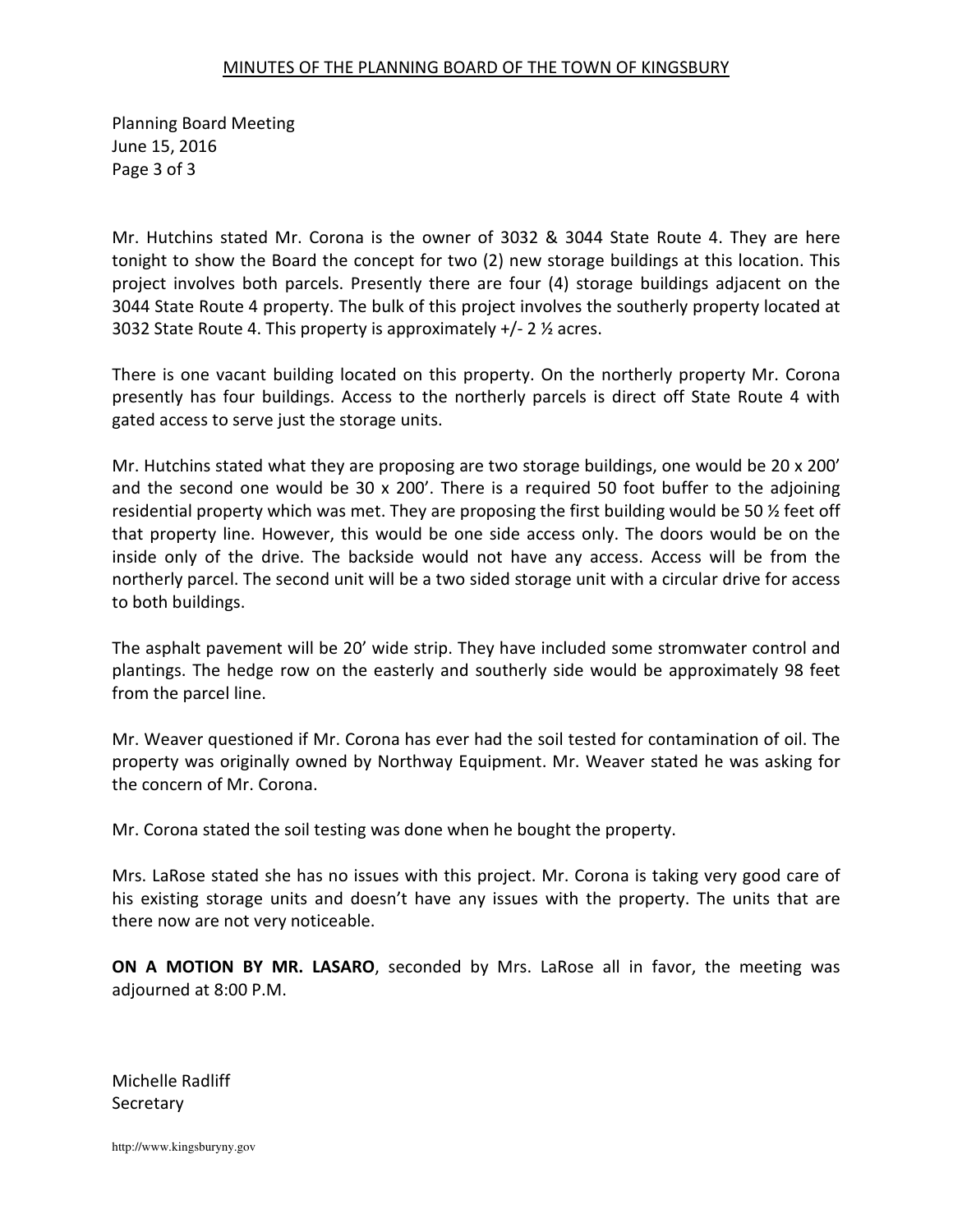Mr. Hutchins stated Mr. Corona is the owner of 3032 & 3044 State Route 4. They are here tonight to show the Board the concept for two (2) new storage buildings at this location. This project involves both parcels. Presently there are four (4) storage buildings adjacent on the 3044 State Route 4 property. The bulk of this project involves the southerly property located at 3032 State Route 4. This property is approximately +/- 2 ½ acres.

There is one vacant building located on this property. On the northerly property Mr. Corona presently has four buildings. Access to the northerly parcels is direct off State Route 4 with gated access to serve just the storage units.

Mr. Hutchins stated what they are proposing are two storage buildings, one would be 20 x 200' and the second one would be 30 x 200'. There is a required 50 foot buffer to the adjoining residential property which was met. They are proposing the first building would be 50 ½ feet off that property line. However, this would be one side access only. The doors would be on the inside only of the drive. The backside would not have any access. Access will be from the northerly parcel. The second unit will be a two sided storage unit with a circular drive for access to both buildings.

The asphalt pavement will be 20' wide strip. They have included some stromwater control and plantings. The hedge row on the easterly and southerly side would be approximately 98 feet from the parcel line.

Mr. Weaver questioned if Mr. Corona has ever had the soil tested for contamination of oil. The property was originally owned by Northway Equipment. Mr. Weaver stated he was asking for the concern of Mr. Corona.

Mr. Corona stated the soil testing was done when he bought the property.

Mrs. LaRose stated she has no issues with this project. Mr. Corona is taking very good care of his existing storage units and doesn't have any issues with the property. The units that are there now are not very noticeable.

**ON A MOTION BY MR. LASARO**, seconded by Mrs. LaRose all in favor, the meeting was adjourned at 8:00 P.M.

Michelle Radliff
Secretary